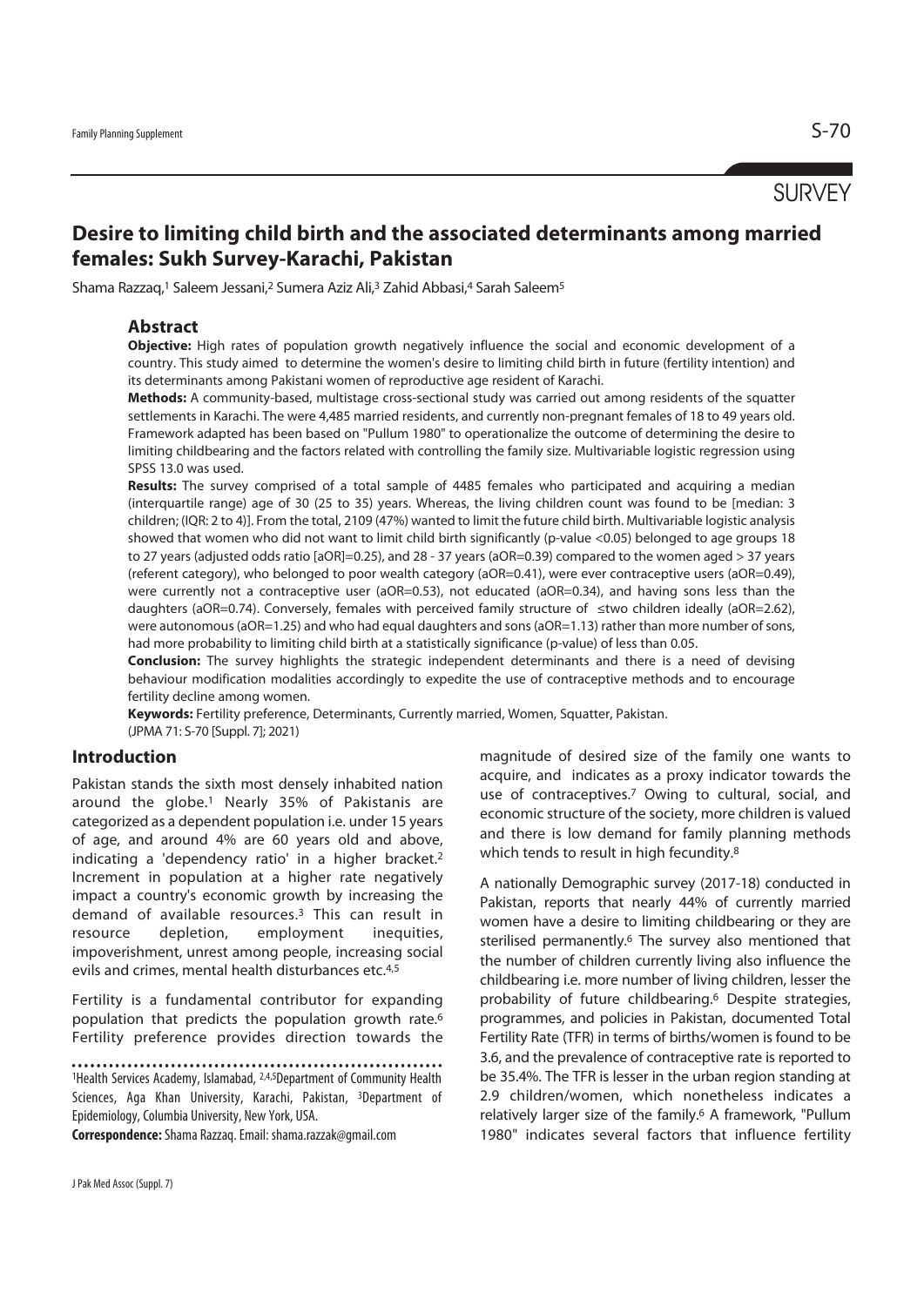SURVEY

# Desire to limiting child birth and the associated determinants among married females: Sukh Survey-Karachi, Pakistan

Shama Razzaq,[1] Saleem Jessani,[2] Sumera Aziz Ali,[3] Zahid Abbasi,[4] Sarah Saleem[5]

## Abstract

**Objective:** High rates of population growth negatively influence the social and economic development of a country. This study aimed to determine the women's desire to limiting child birth in future (fertility intention) and its determinants among Pakistani women of reproductive age resident of Karachi.

**Methods:** A community-based, multistage cross-sectional study was carried out among residents of the squatter settlements in Karachi. The were 4,485 married residents, and currently non-pregnant females of 18 to 49 years old. Framework adapted has been based on "Pullum 1980" to operationalize the outcome of determining the desire to limiting childbearing and the factors related with controlling the family size. Multivariable logistic regression using SPSS 13.0 was used.

**Results:** The survey comprised of a total sample of 4485 females who participated and acquiring a median (interquartile range) age of 30 (25 to 35) years. Whereas, the living children count was found to be [median: 3 children; (IQR: 2 to 4)]. From the total, 2109 (47%) wanted to limit the future child birth. Multivariable logistic analysis showed that women who did not want to limit child birth significantly (p-value <0.05) belonged to age groups 18 to 27 years (adjusted odds ratio [aOR]=0.25), and 28 - 37 years (aOR=0.39) compared to the women aged > 37 years (referent category), who belonged to poor wealth category (aOR=0.41), were ever contraceptive users (aOR=0.49), were currently not a contraceptive user (aOR=0.53), not educated (aOR=0.34), and having sons less than the daughters (aOR=0.74). Conversely, females with perceived family structure of ≤two children ideally (aOR=2.62), were autonomous (aOR=1.25) and who had equal daughters and sons (aOR=1.13) rather than more number of sons, had more probability to limiting child birth at a statistically significance (p-value) of less than 0.05.

**Conclusion:** The survey highlights the strategic independent determinants and there is a need of devising behaviour modification modalities accordingly to expedite the use of contraceptive methods and to encourage fertility decline among women.

**Keywords:** Fertility preference, Determinants, Currently married, Women, Squatter, Pakistan.

(JPMA 71: S-70 [Suppl. 7]; 2021)

## Introduction

Pakistan stands the sixth most densely inhabited nation around the globe.[1] Nearly 35% of Pakistanis are categorized as a dependent population i.e. under 15 years of age, and around 4% are 60 years old and above, indicating a 'dependency ratio' in a higher bracket.[2] Increment in population at a higher rate negatively impact a country's economic growth by increasing the demand of available resources.[3] This can result in resource depletion, employment inequities, impoverishment, unrest among people, increasing social evils and crimes, mental health disturbances etc.[4,5]

Fertility is a fundamental contributor for expanding population that predicts the population growth rate.[6] Fertility preference provides direction towards the magnitude of desired size of the family one wants to acquire, and indicates as a proxy indicator towards the use of contraceptives.[7] Owing to cultural, social, and economic structure of the society, more children is valued and there is low demand for family planning methods which tends to result in high fecundity.[8]

A nationally Demographic survey (2017-18) conducted in Pakistan, reports that nearly 44% of currently married women have a desire to limiting childbearing or they are sterilised permanently.[6] The survey also mentioned that the number of children currently living also influence the childbearing i.e. more number of living children, lesser the probability of future childbearing.[6] Despite strategies, programmes, and policies in Pakistan, documented Total Fertility Rate (TFR) in terms of births/women is found to be 3.6, and the prevalence of contraceptive rate is reported to be 35.4%. The TFR is lesser in the urban region standing at 2.9 children/women, which nonetheless indicates a relatively larger size of the family.[6] A framework, "Pullum 1980" indicates several factors that influence fertility

[1]Health Services Academy, Islamabad, [2,4,5]Department of Community Health Sciences, Aga Khan University, Karachi, Pakistan, [3]Department of Epidemiology, Columbia University, New York, USA.

**Correspondence:** Shama Razzaq. Email: shama.razzak@gmail.com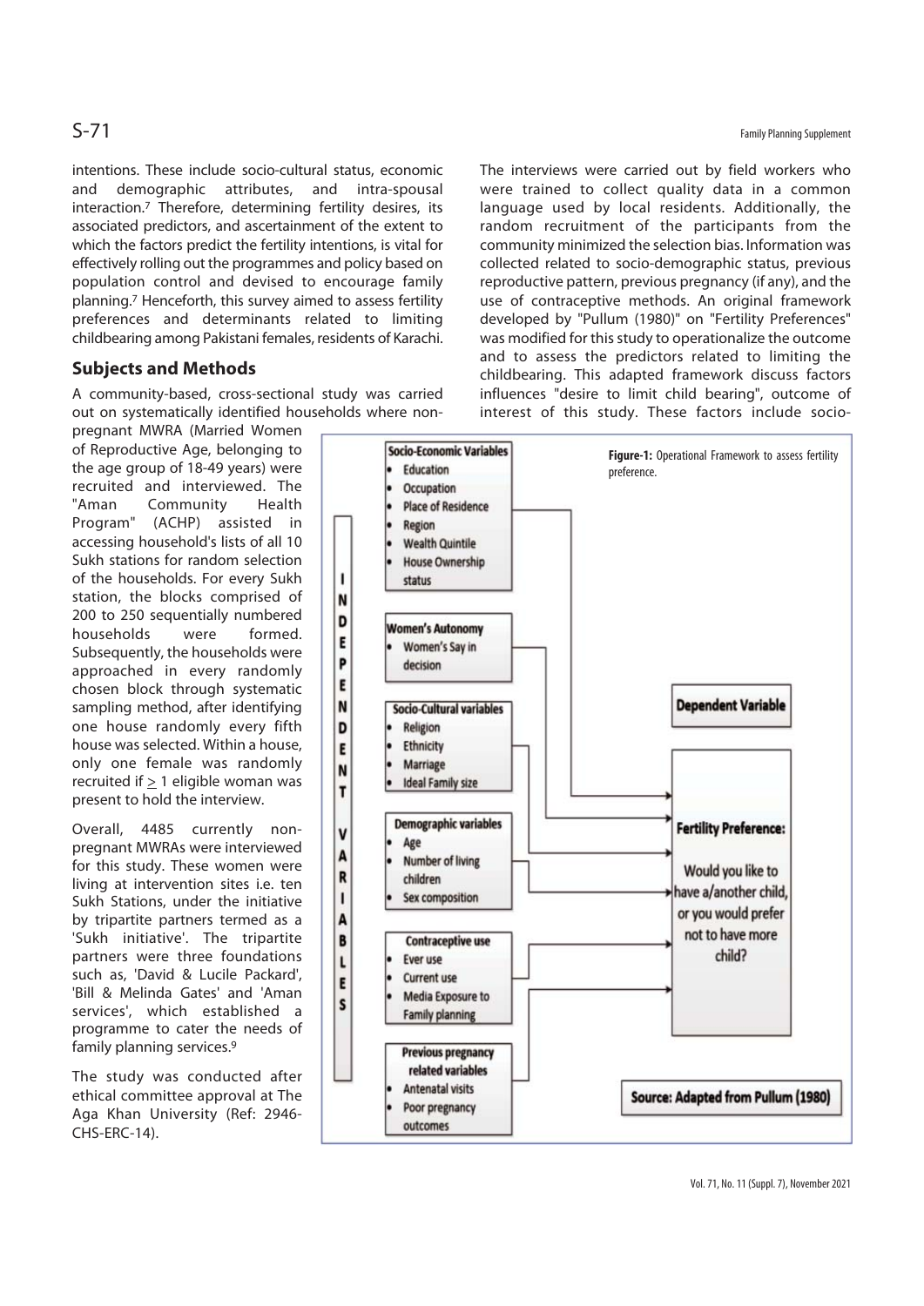intentions. These include socio-cultural status, economic and demographic attributes, and intra-spousal interaction.[7] Therefore, determining fertility desires, its associated predictors, and ascertainment of the extent to which the factors predict the fertility intentions, is vital for effectively rolling out the programmes and policy based on population control and devised to encourage family planning.[7] Henceforth, this survey aimed to assess fertility preferences and determinants related to limiting childbearing among Pakistani females, residents of Karachi.

## Subjects and Methods

A community-based, cross-sectional study was carried out on systematically identified households where non-pregnant MWRA (Married Women of Reproductive Age, belonging to the age group of 18-49 years) were recruited and interviewed. The "Aman Community Health Program" (ACHP) assisted in accessing household's lists of all 10 Sukh stations for random selection of the households. For every Sukh station, the blocks comprised of 200 to 250 sequentially numbered households were formed. Subsequently, the households were approached in every randomly chosen block through systematic sampling method, after identifying one house randomly every fifth house was selected. Within a house, only one female was randomly recruited if ≥ 1 eligible woman was present to hold the interview.

Overall, 4485 currently non-pregnant MWRAs were interviewed for this study. These women were living at intervention sites i.e. ten Sukh Stations, under the initiative by tripartite partners termed as a 'Sukh initiative'. The tripartite partners were three foundations such as, 'David & Lucile Packard', 'Bill & Melinda Gates' and 'Aman services', which established a programme to cater the needs of family planning services.[9]

The study was conducted after ethical committee approval at The Aga Khan University (Ref: 2946-CHS-ERC-14).

The interviews were carried out by field workers who were trained to collect quality data in a common language used by local residents. Additionally, the random recruitment of the participants from the community minimized the selection bias. Information was collected related to socio-demographic status, previous reproductive pattern, previous pregnancy (if any), and the use of contraceptive methods. An original framework developed by "Pullum (1980)" on "Fertility Preferences" was modified for this study to operationalize the outcome and to assess the predictors related to limiting the childbearing. This adapted framework discuss factors influences "desire to limit child bearing", outcome of interest of this study. These factors include socio-

**INDEPENDENT VARIABLES**

**Socio-Economic Variables**
- Education
- Occupation
- Place of Residence
- Region
- Wealth Quintile
- House Ownership status

**Women's Autonomy**
- Women's Say in decision

**Socio-Cultural variables**
- Religion
- Ethnicity
- Marriage
- Ideal Family size

**Demographic variables**
- Age
- Number of living children
- Sex composition

**Contraceptive use**
- Ever use
- Current use
- Media Exposure to Family planning

**Previous pregnancy related variables**
- Antenatal visits
- Poor pregnancy outcomes

**Dependent Variable**

**Fertility Preference:** Would you like to have a/another child, or you would prefer not to have more child?

**Source: Adapted from Pullum (1980)**

**Figure-1:** Operational Framework to assess fertility preference.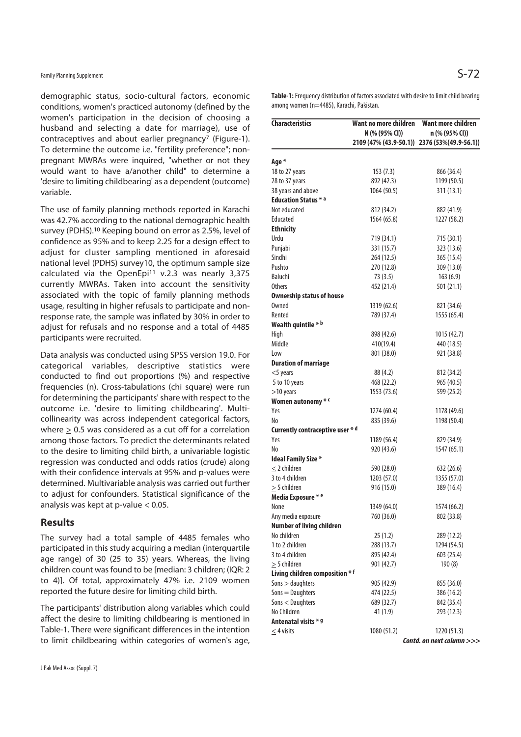demographic status, socio-cultural factors, economic conditions, women's practiced autonomy (defined by the women's participation in the decision of choosing a husband and selecting a date for marriage), use of contraceptives and about earlier pregnancy[7] (Figure-1). To determine the outcome i.e. "fertility preference"; non-pregnant MWRAs were inquired, "whether or not they would want to have a/another child" to determine a 'desire to limiting childbearing' as a dependent (outcome) variable.

The use of family planning methods reported in Karachi was 42.7% according to the national demographic health survey (PDHS).[10] Keeping bound on error as 2.5%, level of confidence as 95% and to keep 2.25 for a design effect to adjust for cluster sampling mentioned in aforesaid national level (PDHS) survey10, the optimum sample size calculated via the OpenEpi[11] v.2.3 was nearly 3,375 currently MWRAs. Taken into account the sensitivity associated with the topic of family planning methods usage, resulting in higher refusals to participate and non-response rate, the sample was inflated by 30% in order to adjust for refusals and no response and a total of 4485 participants were recruited.

Data analysis was conducted using SPSS version 19.0. For categorical variables, descriptive statistics were conducted to find out proportions (%) and respective frequencies (n). Cross-tabulations (chi square) were run for determining the participants' share with respect to the outcome i.e. 'desire to limiting childbearing'. Multi-collinearity was across independent categorical factors, where $\geq$ 0.5 was considered as a cut off for a correlation among those factors. To predict the determinants related to the desire to limiting child birth, a univariable logistic regression was conducted and odds ratios (crude) along with their confidence intervals at 95% and p-values were determined. Multivariable analysis was carried out further to adjust for confounders. Statistical significance of the analysis was kept at p-value < 0.05.

## Results

The survey had a total sample of 4485 females who participated in this study acquiring a median (interquartile age range) of 30 (25 to 35) years. Whereas, the living children count was found to be [median: 3 children; (IQR: 2 to 4)]. Of total, approximately 47% i.e. 2109 women reported the future desire for limiting child birth.

The participants' distribution along variables which could affect the desire to limiting childbearing is mentioned in Table-1. There were significant differences in the intention to limit childbearing within categories of women's age,

**Table-1:** Frequency distribution of factors associated with desire to limit child bearing among women (n=4485), Karachi, Pakistan.

| Characteristics | Want no more children N (% (95% CI)) 2109 (47% (43.9-50.1)) | Want more children n (% (95% CI)) 2376 (53%(49.9-56.1)) |
|---|---|---|
| **Age \*** | | |
| 18 to 27 years | 153 (7.3) | 866 (36.4) |
| 28 to 37 years | 892 (42.3) | 1199 (50.5) |
| 38 years and above | 1064 (50.5) | 311 (13.1) |
| **Education Status \* a** | | |
| Not educated | 812 (34.2) | 882 (41.9) |
| Educated | 1564 (65.8) | 1227 (58.2) |
| **Ethnicity** | | |
| Urdu | 719 (34.1) | 715 (30.1) |
| Punjabi | 331 (15.7) | 323 (13.6) |
| Sindhi | 264 (12.5) | 365 (15.4) |
| Pushto | 270 (12.8) | 309 (13.0) |
| Baluchi | 73 (3.5) | 163 (6.9) |
| Others | 452 (21.4) | 501 (21.1) |
| **Ownership status of house** | | |
| Owned | 1319 (62.6) | 821 (34.6) |
| Rented | 789 (37.4) | 1555 (65.4) |
| **Wealth quintile \* b** | | |
| High | 898 (42.6) | 1015 (42.7) |
| Middle | 410(19.4) | 440 (18.5) |
| Low | 801 (38.0) | 921 (38.8) |
| **Duration of marriage** | | |
| <5 years | 88 (4.2) | 812 (34.2) |
| 5 to 10 years | 468 (22.2) | 965 (40.5) |
| >10 years | 1553 (73.6) | 599 (25.2) |
| **Women autonomy \* c** | | |
| Yes | 1274 (60.4) | 1178 (49.6) |
| No | 835 (39.6) | 1198 (50.4) |
| **Currently contraceptive user \* d** | | |
| Yes | 1189 (56.4) | 829 (34.9) |
| No | 920 (43.6) | 1547 (65.1) |
| **Ideal Family Size \*** | | |
| $\leq$ 2 children | 590 (28.0) | 632 (26.6) |
| 3 to 4 children | 1203 (57.0) | 1355 (57.0) |
| $\geq$ 5 children | 916 (15.0) | 389 (16.4) |
| **Media Exposure \* e** | | |
| None | 1349 (64.0) | 1574 (66.2) |
| Any media exposure | 760 (36.0) | 802 (33.8) |
| **Number of living children** | | |
| No children | 25 (1.2) | 289 (12.2) |
| 1 to 2 children | 288 (13.7) | 1294 (54.5) |
| 3 to 4 children | 895 (42.4) | 603 (25.4) |
| $\geq$ 5 children | 901 (42.7) | 190 (8) |
| **Living children composition \* f** | | |
| Sons > daughters | 905 (42.9) | 855 (36.0) |
| Sons = Daughters | 474 (22.5) | 386 (16.2) |
| Sons < Daughters | 689 (32.7) | 842 (35.4) |
| No Children | 41 (1.9) | 293 (12.3) |
| **Antenatal visits \* g** | | |
| $\leq$ 4 visits | 1080 (51.2) | 1220 (51.3) |

***Contd. on next column >>>***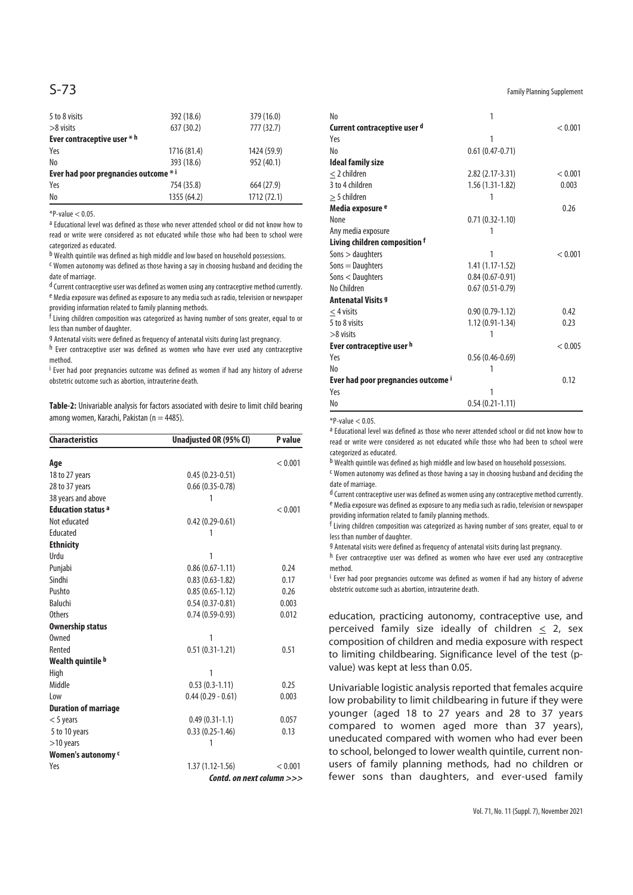| | | |
|---|---|---|
| 5 to 8 visits | 392 (18.6) | 379 (16.0) |
| >8 visits | 637 (30.2) | 777 (32.7) |
| **Ever contraceptive user * h** | | |
| Yes | 1716 (81.4) | 1424 (59.9) |
| No | 393 (18.6) | 952 (40.1) |
| **Ever had poor pregnancies outcome * i** | | |
| Yes | 754 (35.8) | 664 (27.9) |
| No | 1355 (64.2) | 1712 (72.1) |

*P-value < 0.05.

[a] Educational level was defined as those who never attended school or did not know how to read or write were considered as not educated while those who had been to school were categorized as educated.

[b] Wealth quintile was defined as high middle and low based on household possessions.

[c] Women autonomy was defined as those having a say in choosing husband and deciding the date of marriage.

[d] Current contraceptive user was defined as women using any contraceptive method currently.

[e] Media exposure was defined as exposure to any media such as radio, television or newspaper providing information related to family planning methods.

[f] Living children composition was categorized as having number of sons greater, equal to or less than number of daughter.

[g] Antenatal visits were defined as frequency of antenatal visits during last pregnancy.

[h] Ever contraceptive user was defined as women who have ever used any contraceptive method.

[i] Ever had poor pregnancies outcome was defined as women if had any history of adverse obstetric outcome such as abortion, intrauterine death.

**Table-2:** Univariable analysis for factors associated with desire to limit child bearing among women, Karachi, Pakistan (n = 4485).

| Characteristics | Unadjusted OR (95% CI) | P value |
|---|---|---|
| **Age** | | < 0.001 |
| 18 to 27 years | 0.45 (0.23-0.51) | |
| 28 to 37 years | 0.66 (0.35-0.78) | |
| 38 years and above | 1 | |
| **Education status a** | | < 0.001 |
| Not educated | 0.42 (0.29-0.61) | |
| Educated | 1 | |
| **Ethnicity** | | |
| Urdu | 1 | |
| Punjabi | 0.86 (0.67-1.11) | 0.24 |
| Sindhi | 0.83 (0.63-1.82) | 0.17 |
| Pushto | 0.85 (0.65-1.12) | 0.26 |
| Baluchi | 0.54 (0.37-0.81) | 0.003 |
| Others | 0.74 (0.59-0.93) | 0.012 |
| **Ownership status** | | |
| Owned | 1 | |
| Rented | 0.51 (0.31-1.21) | 0.51 |
| **Wealth quintile b** | | |
| High | 1 | |
| Middle | 0.53 (0.3-1.11) | 0.25 |
| Low | 0.44 (0.29 - 0.61) | 0.003 |
| **Duration of marriage** | | |
| < 5 years | 0.49 (0.31-1.1) | 0.057 |
| 5 to 10 years | 0.33 (0.25-1.46) | 0.13 |
| >10 years | 1 | |
| **Women's autonomy c** | | |
| Yes | 1.37 (1.12-1.56) | < 0.001 |
| No | 1 | |
| **Current contraceptive user d** | | < 0.001 |
| Yes | 1 | |
| No | 0.61 (0.47-0.71) | |
| **Ideal family size** | | |
| ≤ 2 children | 2.82 (2.17-3.31) | < 0.001 |
| 3 to 4 children | 1.56 (1.31-1.82) | 0.003 |
| ≥ 5 children | 1 | |
| **Media exposure e** | | 0.26 |
| None | 0.71 (0.32-1.10) | |
| Any media exposure | 1 | |
| **Living children composition f** | | |
| Sons > daughters | 1 | < 0.001 |
| Sons = Daughters | 1.41 (1.17-1.52) | |
| Sons < Daughters | 0.84 (0.67-0.91) | |
| No Children | 0.67 (0.51-0.79) | |
| **Antenatal Visits g** | | |
| ≤ 4 visits | 0.90 (0.79-1.12) | 0.42 |
| 5 to 8 visits | 1.12 (0.91-1.34) | 0.23 |
| >8 visits | 1 | |
| **Ever contraceptive user h** | | < 0.005 |
| Yes | 0.56 (0.46-0.69) | |
| No | 1 | |
| **Ever had poor pregnancies outcome i** | | 0.12 |
| Yes | 1 | |
| No | 0.54 (0.21-1.11) | |

*P-value < 0.05.

[a] Educational level was defined as those who never attended school or did not know how to read or write were considered as not educated while those who had been to school were categorized as educated.

[b] Wealth quintile was defined as high middle and low based on household possessions.

[c] Women autonomy was defined as those having a say in choosing husband and deciding the date of marriage.

[d] Current contraceptive user was defined as women using any contraceptive method currently.

[e] Media exposure was defined as exposure to any media such as radio, television or newspaper providing information related to family planning methods.

[f] Living children composition was categorized as having number of sons greater, equal to or less than number of daughter.

[g] Antenatal visits were defined as frequency of antenatal visits during last pregnancy.

[h] Ever contraceptive user was defined as women who have ever used any contraceptive method.

[i] Ever had poor pregnancies outcome was defined as women if had any history of adverse obstetric outcome such as abortion, intrauterine death.

education, practicing autonomy, contraceptive use, and perceived family size ideally of children ≤ 2, sex composition of children and media exposure with respect to limiting childbearing. Significance level of the test (p-value) was kept at less than 0.05.

Univariable logistic analysis reported that females acquire low probability to limit childbearing in future if they were younger (aged 18 to 27 years and 28 to 37 years compared to women aged more than 37 years), uneducated compared with women who had ever been to school, belonged to lower wealth quintile, current non-users of family planning methods, had no children or fewer sons than daughters, and ever-used family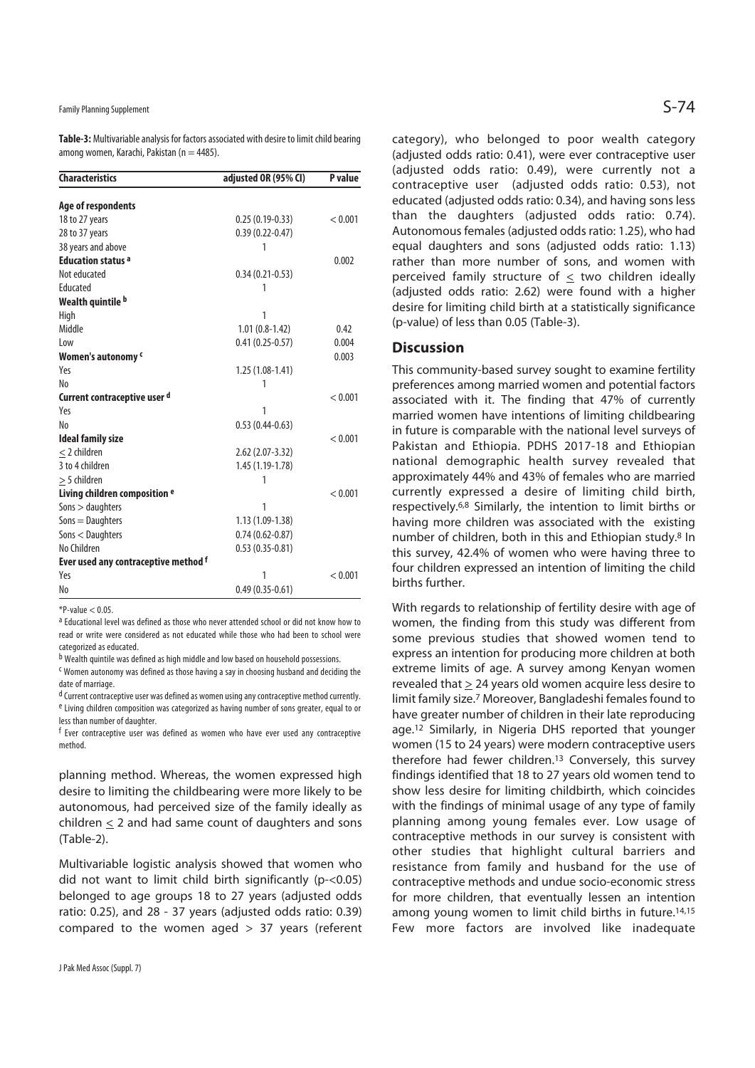**Table-3:** Multivariable analysis for factors associated with desire to limit child bearing among women, Karachi, Pakistan (n = 4485).

| Characteristics | adjusted OR (95% CI) | P value |
|---|---|---|
| **Age of respondents** | | |
| 18 to 27 years | 0.25 (0.19-0.33) | < 0.001 |
| 28 to 37 years | 0.39 (0.22-0.47) | |
| 38 years and above | 1 | |
| **Education status [a]** | | 0.002 |
| Not educated | 0.34 (0.21-0.53) | |
| Educated | 1 | |
| **Wealth quintile [b]** | | |
| High | 1 | |
| Middle | 1.01 (0.8-1.42) | 0.42 |
| Low | 0.41 (0.25-0.57) | 0.004 |
| **Women's autonomy [c]** | | 0.003 |
| Yes | 1.25 (1.08-1.41) | |
| No | 1 | |
| **Current contraceptive user [d]** | | < 0.001 |
| Yes | 1 | |
| No | 0.53 (0.44-0.63) | |
| **Ideal family size** | | < 0.001 |
| $\leq$ 2 children | 2.62 (2.07-3.32) | |
| 3 to 4 children | 1.45 (1.19-1.78) | |
| $\geq$ 5 children | 1 | |
| **Living children composition [e]** | | < 0.001 |
| Sons > daughters | 1 | |
| Sons = Daughters | 1.13 (1.09-1.38) | |
| Sons < Daughters | 0.74 (0.62-0.87) | |
| No Children | 0.53 (0.35-0.81) | |
| **Ever used any contraceptive method [f]** | | |
| Yes | 1 | < 0.001 |
| No | 0.49 (0.35-0.61) | |

*P-value < 0.05.

[a] Educational level was defined as those who never attended school or did not know how to read or write were considered as not educated while those who had been to school were categorized as educated.

[b] Wealth quintile was defined as high middle and low based on household possessions.

[c] Women autonomy was defined as those having a say in choosing husband and deciding the date of marriage.

[d] Current contraceptive user was defined as women using any contraceptive method currently.

[e] Living children composition was categorized as having number of sons greater, equal to or less than number of daughter.

[f] Ever contraceptive user was defined as women who have ever used any contraceptive method.

planning method. Whereas, the women expressed high desire to limiting the childbearing were more likely to be autonomous, had perceived size of the family ideally as children $\leq$ 2 and had same count of daughters and sons (Table-2).

Multivariable logistic analysis showed that women who did not want to limit child birth significantly (p-<0.05) belonged to age groups 18 to 27 years (adjusted odds ratio: 0.25), and 28 - 37 years (adjusted odds ratio: 0.39) compared to the women aged > 37 years (referent category), who belonged to poor wealth category (adjusted odds ratio: 0.41), were ever contraceptive user (adjusted odds ratio: 0.49), were currently not a contraceptive user (adjusted odds ratio: 0.53), not educated (adjusted odds ratio: 0.34), and having sons less than the daughters (adjusted odds ratio: 0.74). Autonomous females (adjusted odds ratio: 1.25), who had equal daughters and sons (adjusted odds ratio: 1.13) rather than more number of sons, and women with perceived family structure of $\leq$ two children ideally (adjusted odds ratio: 2.62) were found with a higher desire for limiting child birth at a statistically significance (p-value) of less than 0.05 (Table-3).

## Discussion

This community-based survey sought to examine fertility preferences among married women and potential factors associated with it. The finding that 47% of currently married women have intentions of limiting childbearing in future is comparable with the national level surveys of Pakistan and Ethiopia. PDHS 2017-18 and Ethiopian national demographic health survey revealed that approximately 44% and 43% of females who are married currently expressed a desire of limiting child birth, respectively.[6,8] Similarly, the intention to limit births or having more children was associated with the existing number of children, both in this and Ethiopian study.[8] In this survey, 42.4% of women who were having three to four children expressed an intention of limiting the child births further.

With regards to relationship of fertility desire with age of women, the finding from this study was different from some previous studies that showed women tend to express an intention for producing more children at both extreme limits of age. A survey among Kenyan women revealed that $\geq$ 24 years old women acquire less desire to limit family size.[7] Moreover, Bangladeshi females found to have greater number of children in their late reproducing age.[12] Similarly, in Nigeria DHS reported that younger women (15 to 24 years) were modern contraceptive users therefore had fewer children.[13] Conversely, this survey findings identified that 18 to 27 years old women tend to show less desire for limiting childbirth, which coincides with the findings of minimal usage of any type of family planning among young females ever. Low usage of contraceptive methods in our survey is consistent with other studies that highlight cultural barriers and resistance from family and husband for the use of contraceptive methods and undue socio-economic stress for more children, that eventually lessen an intention among young women to limit child births in future.[14,15] Few more factors are involved like inadequate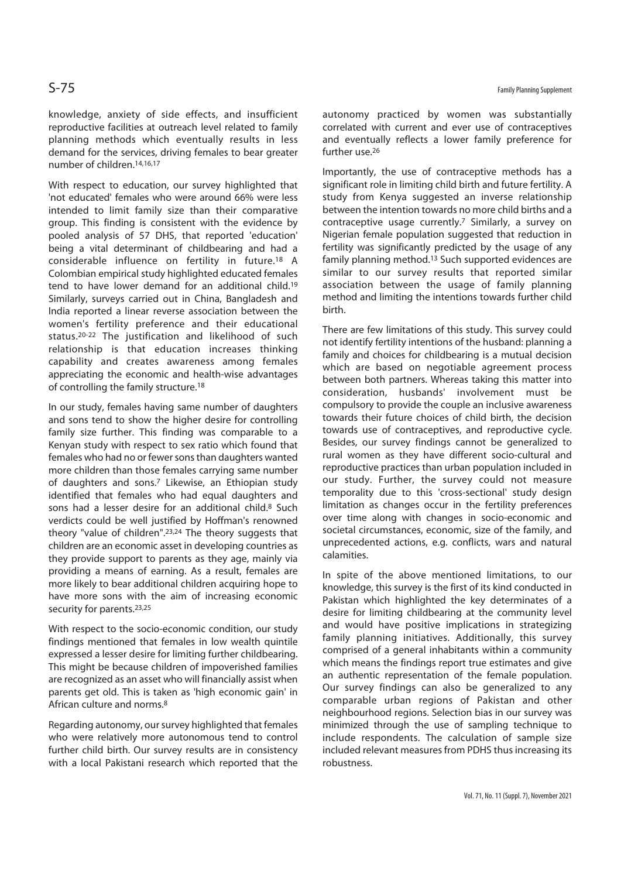knowledge, anxiety of side effects, and insufficient reproductive facilities at outreach level related to family planning methods which eventually results in less demand for the services, driving females to bear greater number of children.[14,16,17]

With respect to education, our survey highlighted that 'not educated' females who were around 66% were less intended to limit family size than their comparative group. This finding is consistent with the evidence by pooled analysis of 57 DHS, that reported 'education' being a vital determinant of childbearing and had a considerable influence on fertility in future.[18] A Colombian empirical study highlighted educated females tend to have lower demand for an additional child.[19] Similarly, surveys carried out in China, Bangladesh and India reported a linear reverse association between the women's fertility preference and their educational status.[20-22] The justification and likelihood of such relationship is that education increases thinking capability and creates awareness among females appreciating the economic and health-wise advantages of controlling the family structure.[18]

In our study, females having same number of daughters and sons tend to show the higher desire for controlling family size further. This finding was comparable to a Kenyan study with respect to sex ratio which found that females who had no or fewer sons than daughters wanted more children than those females carrying same number of daughters and sons.[7] Likewise, an Ethiopian study identified that females who had equal daughters and sons had a lesser desire for an additional child.[8] Such verdicts could be well justified by Hoffman's renowned theory "value of children".[23,24] The theory suggests that children are an economic asset in developing countries as they provide support to parents as they age, mainly via providing a means of earning. As a result, females are more likely to bear additional children acquiring hope to have more sons with the aim of increasing economic security for parents.[23,25]

With respect to the socio-economic condition, our study findings mentioned that females in low wealth quintile expressed a lesser desire for limiting further childbearing. This might be because children of impoverished families are recognized as an asset who will financially assist when parents get old. This is taken as 'high economic gain' in African culture and norms.[8]

Regarding autonomy, our survey highlighted that females who were relatively more autonomous tend to control further child birth. Our survey results are in consistency with a local Pakistani research which reported that the autonomy practiced by women was substantially correlated with current and ever use of contraceptives and eventually reflects a lower family preference for further use.[26]

Importantly, the use of contraceptive methods has a significant role in limiting child birth and future fertility. A study from Kenya suggested an inverse relationship between the intention towards no more child births and a contraceptive usage currently.[7] Similarly, a survey on Nigerian female population suggested that reduction in fertility was significantly predicted by the usage of any family planning method.[13] Such supported evidences are similar to our survey results that reported similar association between the usage of family planning method and limiting the intentions towards further child birth.

There are few limitations of this study. This survey could not identify fertility intentions of the husband: planning a family and choices for childbearing is a mutual decision which are based on negotiable agreement process between both partners. Whereas taking this matter into consideration, husbands' involvement must be compulsory to provide the couple an inclusive awareness towards their future choices of child birth, the decision towards use of contraceptives, and reproductive cycle. Besides, our survey findings cannot be generalized to rural women as they have different socio-cultural and reproductive practices than urban population included in our study. Further, the survey could not measure temporality due to this 'cross-sectional' study design limitation as changes occur in the fertility preferences over time along with changes in socio-economic and societal circumstances, economic, size of the family, and unprecedented actions, e.g. conflicts, wars and natural calamities.

In spite of the above mentioned limitations, to our knowledge, this survey is the first of its kind conducted in Pakistan which highlighted the key determinates of a desire for limiting childbearing at the community level and would have positive implications in strategizing family planning initiatives. Additionally, this survey comprised of a general inhabitants within a community which means the findings report true estimates and give an authentic representation of the female population. Our survey findings can also be generalized to any comparable urban regions of Pakistan and other neighbourhood regions. Selection bias in our survey was minimized through the use of sampling technique to include respondents. The calculation of sample size included relevant measures from PDHS thus increasing its robustness.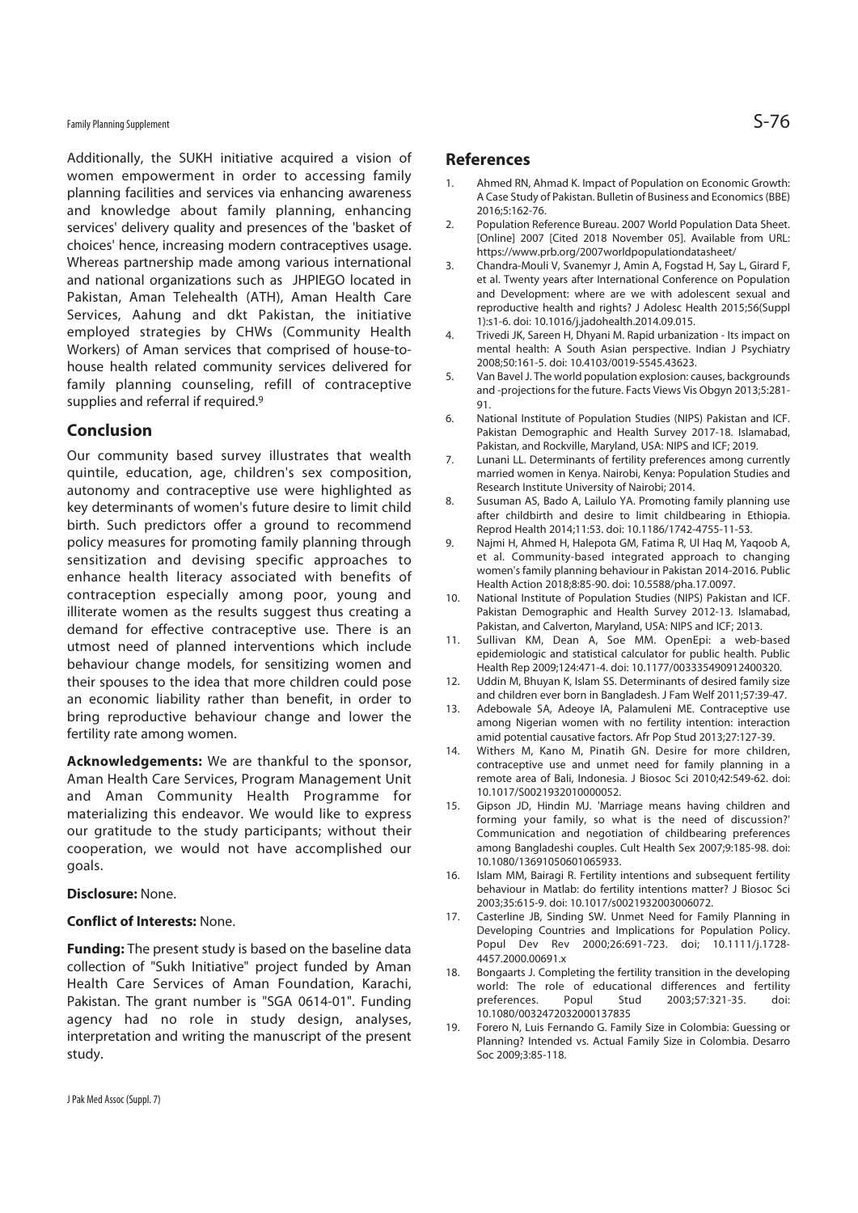Additionally, the SUKH initiative acquired a vision of women empowerment in order to accessing family planning facilities and services via enhancing awareness and knowledge about family planning, enhancing services' delivery quality and presences of the 'basket of choices' hence, increasing modern contraceptives usage. Whereas partnership made among various international and national organizations such as JHPIEGO located in Pakistan, Aman Telehealth (ATH), Aman Health Care Services, Aahung and dkt Pakistan, the initiative employed strategies by CHWs (Community Health Workers) of Aman services that comprised of house-to-house health related community services delivered for family planning counseling, refill of contraceptive supplies and referral if required.[9]

## Conclusion

Our community based survey illustrates that wealth quintile, education, age, children's sex composition, autonomy and contraceptive use were highlighted as key determinants of women's future desire to limit child birth. Such predictors offer a ground to recommend policy measures for promoting family planning through sensitization and devising specific approaches to enhance health literacy associated with benefits of contraception especially among poor, young and illiterate women as the results suggest thus creating a demand for effective contraceptive use. There is an utmost need of planned interventions which include behaviour change models, for sensitizing women and their spouses to the idea that more children could pose an economic liability rather than benefit, in order to bring reproductive behaviour change and lower the fertility rate among women.

**Acknowledgements:** We are thankful to the sponsor, Aman Health Care Services, Program Management Unit and Aman Community Health Programme for materializing this endeavor. We would like to express our gratitude to the study participants; without their cooperation, we would not have accomplished our goals.

**Disclosure:** None.

**Conflict of Interests:** None.

**Funding:** The present study is based on the baseline data collection of "Sukh Initiative" project funded by Aman Health Care Services of Aman Foundation, Karachi, Pakistan. The grant number is "SGA 0614-01". Funding agency had no role in study design, analyses, interpretation and writing the manuscript of the present study.

## References

1. Ahmed RN, Ahmad K. Impact of Population on Economic Growth: A Case Study of Pakistan. Bulletin of Business and Economics (BBE) 2016;5:162-76.
2. Population Reference Bureau. 2007 World Population Data Sheet. [Online] 2007 [Cited 2018 November 05]. Available from URL: https://www.prb.org/2007worldpopulationdatasheet/
3. Chandra-Mouli V, Svanemyr J, Amin A, Fogstad H, Say L, Girard F, et al. Twenty years after International Conference on Population and Development: where are we with adolescent sexual and reproductive health and rights? J Adolesc Health 2015;56(Suppl 1):s1-6. doi: 10.1016/j.jadohealth.2014.09.015.
4. Trivedi JK, Sareen H, Dhyani M. Rapid urbanization - Its impact on mental health: A South Asian perspective. Indian J Psychiatry 2008;50:161-5. doi: 10.4103/0019-5545.43623.
5. Van Bavel J. The world population explosion: causes, backgrounds and -projections for the future. Facts Views Vis Obgyn 2013;5:281-91.
6. National Institute of Population Studies (NIPS) Pakistan and ICF. Pakistan Demographic and Health Survey 2017-18. Islamabad, Pakistan, and Rockville, Maryland, USA: NIPS and ICF; 2019.
7. Lunani LL. Determinants of fertility preferences among currently married women in Kenya. Nairobi, Kenya: Population Studies and Research Institute University of Nairobi; 2014.
8. Susuman AS, Bado A, Lailulo YA. Promoting family planning use after childbirth and desire to limit childbearing in Ethiopia. Reprod Health 2014;11:53. doi: 10.1186/1742-4755-11-53.
9. Najmi H, Ahmed H, Halepota GM, Fatima R, Ul Haq M, Yaqoob A, et al. Community-based integrated approach to changing women's family planning behaviour in Pakistan 2014-2016. Public Health Action 2018;8:85-90. doi: 10.5588/pha.17.0097.
10. National Institute of Population Studies (NIPS) Pakistan and ICF. Pakistan Demographic and Health Survey 2012-13. Islamabad, Pakistan, and Calverton, Maryland, USA: NIPS and ICF; 2013.
11. Sullivan KM, Dean A, Soe MM. OpenEpi: a web-based epidemiologic and statistical calculator for public health. Public Health Rep 2009;124:471-4. doi: 10.1177/003335490912400320.
12. Uddin M, Bhuyan K, Islam SS. Determinants of desired family size and children ever born in Bangladesh. J Fam Welf 2011;57:39-47.
13. Adebowale SA, Adeoye IA, Palamuleni ME. Contraceptive use among Nigerian women with no fertility intention: interaction amid potential causative factors. Afr Pop Stud 2013;27:127-39.
14. Withers M, Kano M, Pinatih GN. Desire for more children, contraceptive use and unmet need for family planning in a remote area of Bali, Indonesia. J Biosoc Sci 2010;42:549-62. doi: 10.1017/S0021932010000052.
15. Gipson JD, Hindin MJ. 'Marriage means having children and forming your family, so what is the need of discussion?' Communication and negotiation of childbearing preferences among Bangladeshi couples. Cult Health Sex 2007;9:185-98. doi: 10.1080/13691050601065933.
16. Islam MM, Bairagi R. Fertility intentions and subsequent fertility behaviour in Matlab: do fertility intentions matter? J Biosoc Sci 2003;35:615-9. doi: 10.1017/s0021932003006072.
17. Casterline JB, Sinding SW. Unmet Need for Family Planning in Developing Countries and Implications for Population Policy. Popul Dev Rev 2000;26:691-723. doi; 10.1111/j.1728-4457.2000.00691.x
18. Bongaarts J. Completing the fertility transition in the developing world: The role of educational differences and fertility preferences. Popul Stud 2003;57:321-35. doi: 10.1080/0032472032000137835
19. Forero N, Luis Fernando G. Family Size in Colombia: Guessing or Planning? Intended vs. Actual Family Size in Colombia. Desarro Soc 2009;3:85-118.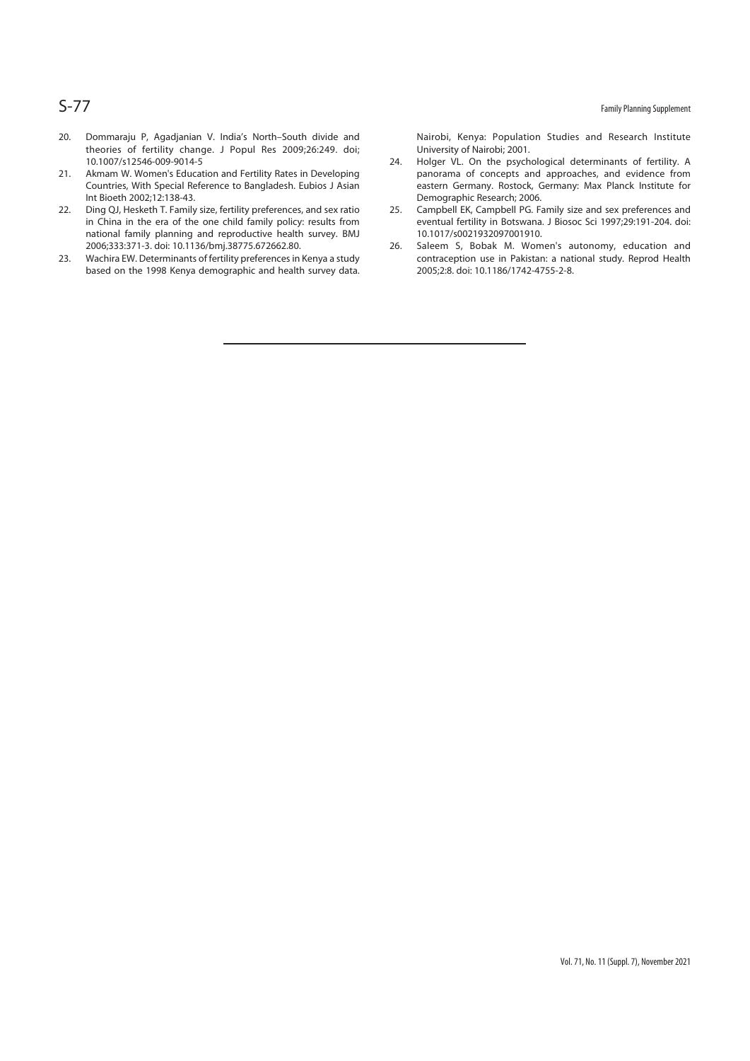20. Dommaraju P, Agadjanian V. India's North–South divide and theories of fertility change. J Popul Res 2009;26:249. doi; 10.1007/s12546-009-9014-5
21. Akmam W. Women's Education and Fertility Rates in Developing Countries, With Special Reference to Bangladesh. Eubios J Asian Int Bioeth 2002;12:138-43.
22. Ding QJ, Hesketh T. Family size, fertility preferences, and sex ratio in China in the era of the one child family policy: results from national family planning and reproductive health survey. BMJ 2006;333:371-3. doi: 10.1136/bmj.38775.672662.80.
23. Wachira EW. Determinants of fertility preferences in Kenya a study based on the 1998 Kenya demographic and health survey data. Nairobi, Kenya: Population Studies and Research Institute University of Nairobi; 2001.
24. Holger VL. On the psychological determinants of fertility. A panorama of concepts and approaches, and evidence from eastern Germany. Rostock, Germany: Max Planck Institute for Demographic Research; 2006.
25. Campbell EK, Campbell PG. Family size and sex preferences and eventual fertility in Botswana. J Biosoc Sci 1997;29:191-204. doi: 10.1017/s0021932097001910.
26. Saleem S, Bobak M. Women's autonomy, education and contraception use in Pakistan: a national study. Reprod Health 2005;2:8. doi: 10.1186/1742-4755-2-8.